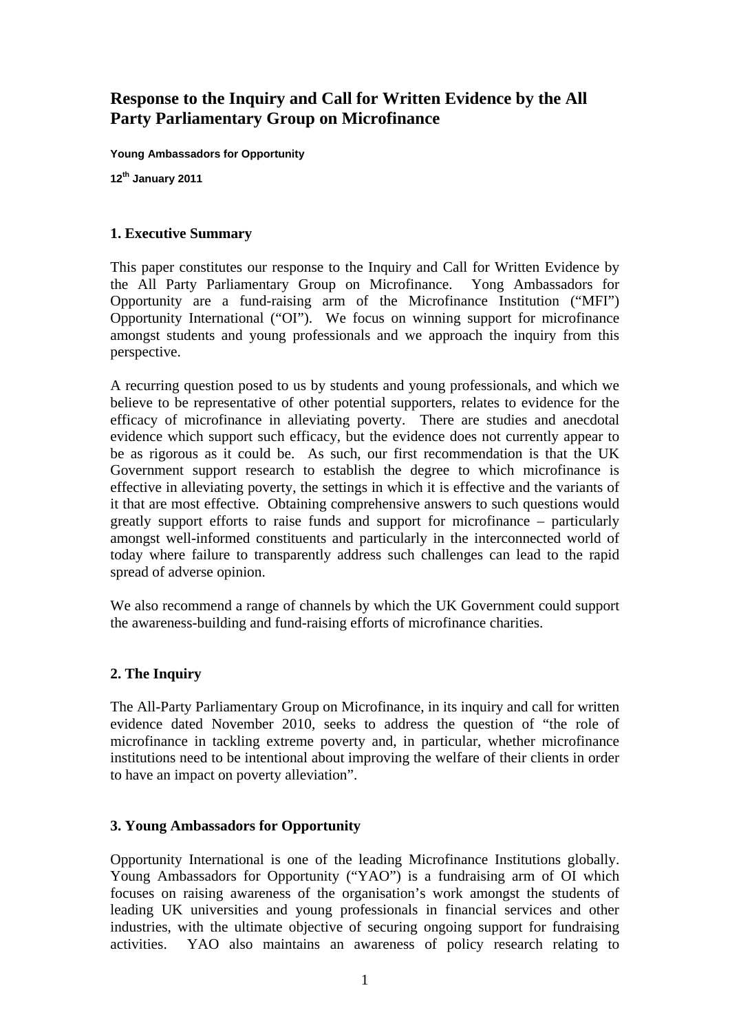# Response to the Inquiry and Call for Written Evidence by the All Party Parliamentary Group on Microfinance

**Young Ambassadors for Opportunity**

**12th January 2011**

## 1. Executive Summary

This paper constitutes our response to the Inquiry and Call for Written Evidence by the All Party Parliamentary Group on Microfinance. Yong Ambassadors for Opportunity are a fund-raising arm of the Microfinance Institution ("MFI") Opportunity International ("OI"). We focus on winning support for microfinance amongst students and young professionals and we approach the inquiry from this perspective.

A recurring question posed to us by students and young professionals, and which we believe to be representative of other potential supporters, relates to evidence for the efficacy of microfinance in alleviating poverty. There are studies and anecdotal evidence which support such efficacy, but the evidence does not currently appear to be as rigorous as it could be. As such, our first recommendation is that the UK Government support research to establish the degree to which microfinance is effective in alleviating poverty, the settings in which it is effective and the variants of it that are most effective. Obtaining comprehensive answers to such questions would greatly support efforts to raise funds and support for microfinance – particularly amongst well-informed constituents and particularly in the interconnected world of today where failure to transparently address such challenges can lead to the rapid spread of adverse opinion.

We also recommend a range of channels by which the UK Government could support the awareness-building and fund-raising efforts of microfinance charities.

## 2. The Inquiry

The All-Party Parliamentary Group on Microfinance, in its inquiry and call for written evidence dated November 2010, seeks to address the question of "the role of microfinance in tackling extreme poverty and, in particular, whether microfinance institutions need to be intentional about improving the welfare of their clients in order to have an impact on poverty alleviation".

## 3. Young Ambassadors for Opportunity

Opportunity International is one of the leading Microfinance Institutions globally. Young Ambassadors for Opportunity ("YAO") is a fundraising arm of OI which focuses on raising awareness of the organisation's work amongst the students of leading UK universities and young professionals in financial services and other industries, with the ultimate objective of securing ongoing support for fundraising activities. YAO also maintains an awareness of policy research relating to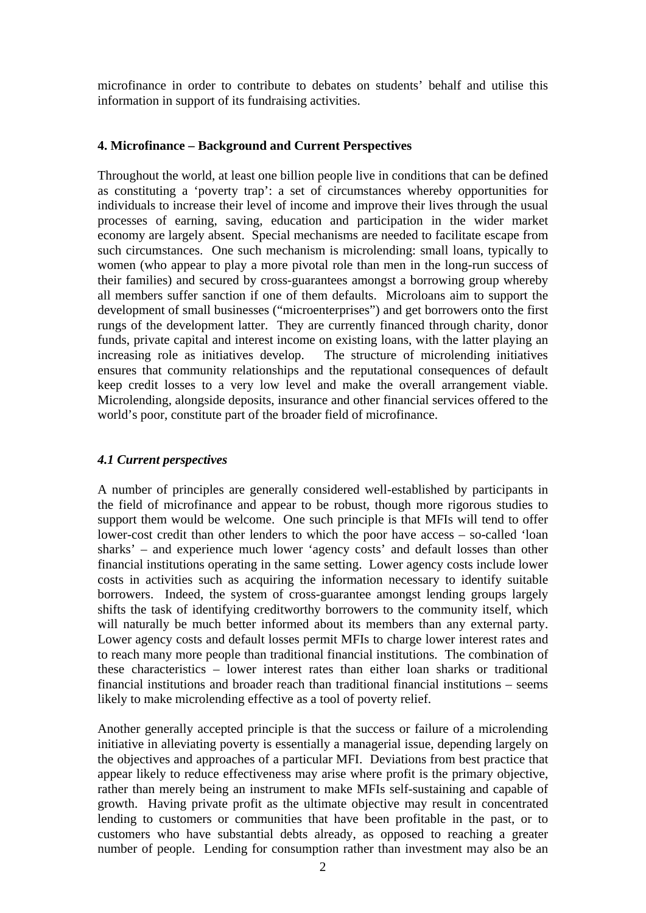microfinance in order to contribute to debates on students' behalf and utilise this information in support of its fundraising activities.

## 4. Microfinance – Background and Current Perspectives

Throughout the world, at least one billion people live in conditions that can be defined as constituting a 'poverty trap': a set of circumstances whereby opportunities for individuals to increase their level of income and improve their lives through the usual processes of earning, saving, education and participation in the wider market economy are largely absent. Special mechanisms are needed to facilitate escape from such circumstances. One such mechanism is microlending: small loans, typically to women (who appear to play a more pivotal role than men in the long-run success of their families) and secured by cross-guarantees amongst a borrowing group whereby all members suffer sanction if one of them defaults. Microloans aim to support the development of small businesses ("microenterprises") and get borrowers onto the first rungs of the development latter. They are currently financed through charity, donor funds, private capital and interest income on existing loans, with the latter playing an increasing role as initiatives develop. The structure of microlending initiatives ensures that community relationships and the reputational consequences of default keep credit losses to a very low level and make the overall arrangement viable. Microlending, alongside deposits, insurance and other financial services offered to the world's poor, constitute part of the broader field of microfinance.

### *4.1 Current perspectives*

A number of principles are generally considered well-established by participants in the field of microfinance and appear to be robust, though more rigorous studies to support them would be welcome. One such principle is that MFIs will tend to offer lower-cost credit than other lenders to which the poor have access – so-called 'loan sharks' – and experience much lower 'agency costs' and default losses than other financial institutions operating in the same setting. Lower agency costs include lower costs in activities such as acquiring the information necessary to identify suitable borrowers. Indeed, the system of cross-guarantee amongst lending groups largely shifts the task of identifying creditworthy borrowers to the community itself, which will naturally be much better informed about its members than any external party. Lower agency costs and default losses permit MFIs to charge lower interest rates and to reach many more people than traditional financial institutions. The combination of these characteristics – lower interest rates than either loan sharks or traditional financial institutions and broader reach than traditional financial institutions – seems likely to make microlending effective as a tool of poverty relief.

Another generally accepted principle is that the success or failure of a microlending initiative in alleviating poverty is essentially a managerial issue, depending largely on the objectives and approaches of a particular MFI. Deviations from best practice that appear likely to reduce effectiveness may arise where profit is the primary objective, rather than merely being an instrument to make MFIs self-sustaining and capable of growth. Having private profit as the ultimate objective may result in concentrated lending to customers or communities that have been profitable in the past, or to customers who have substantial debts already, as opposed to reaching a greater number of people. Lending for consumption rather than investment may also be an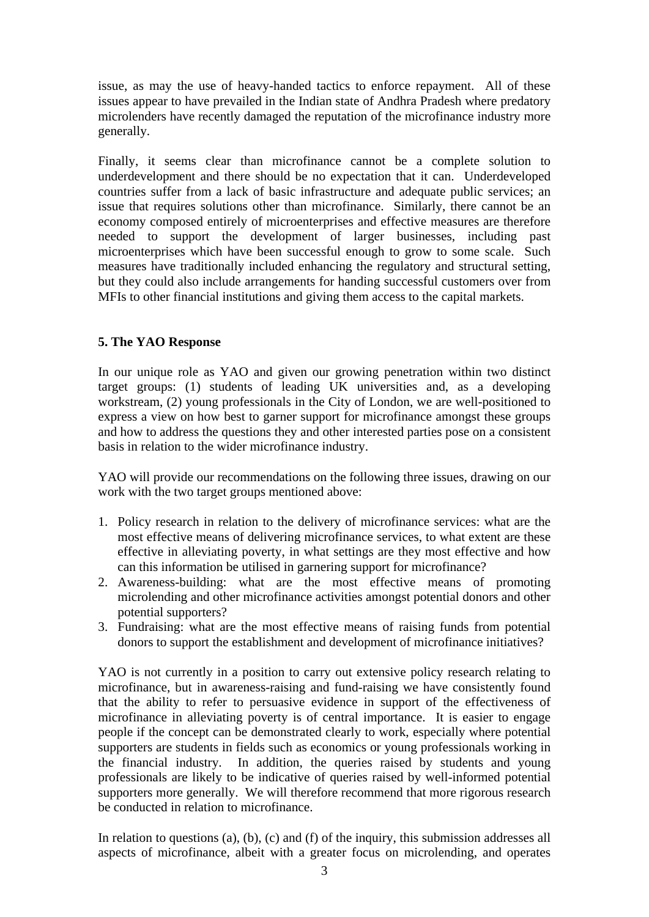issue, as may the use of heavy-handed tactics to enforce repayment. All of these issues appear to have prevailed in the Indian state of Andhra Pradesh where predatory microlenders have recently damaged the reputation of the microfinance industry more generally.

Finally, it seems clear than microfinance cannot be a complete solution to underdevelopment and there should be no expectation that it can. Underdeveloped countries suffer from a lack of basic infrastructure and adequate public services; an issue that requires solutions other than microfinance. Similarly, there cannot be an economy composed entirely of microenterprises and effective measures are therefore needed to support the development of larger businesses, including past microenterprises which have been successful enough to grow to some scale. Such measures have traditionally included enhancing the regulatory and structural setting, but they could also include arrangements for handing successful customers over from MFIs to other financial institutions and giving them access to the capital markets.

**5. The YAO Response**

In our unique role as YAO and given our growing penetration within two distinct target groups: (1) students of leading UK universities and, as a developing workstream, (2) young professionals in the City of London, we are well-positioned to express a view on how best to garner support for microfinance amongst these groups and how to address the questions they and other interested parties pose on a consistent basis in relation to the wider microfinance industry.

YAO will provide our recommendations on the following three issues, drawing on our work with the two target groups mentioned above:

1. Policy research in relation to the delivery of microfinance services: what are the most effective means of delivering microfinance services, to what extent are these effective in alleviating poverty, in what settings are they most effective and how can this information be utilised in garnering support for microfinance?
2. Awareness-building: what are the most effective means of promoting microlending and other microfinance activities amongst potential donors and other potential supporters?
3. Fundraising: what are the most effective means of raising funds from potential donors to support the establishment and development of microfinance initiatives?

YAO is not currently in a position to carry out extensive policy research relating to microfinance, but in awareness-raising and fund-raising we have consistently found that the ability to refer to persuasive evidence in support of the effectiveness of microfinance in alleviating poverty is of central importance. It is easier to engage people if the concept can be demonstrated clearly to work, especially where potential supporters are students in fields such as economics or young professionals working in the financial industry. In addition, the queries raised by students and young professionals are likely to be indicative of queries raised by well-informed potential supporters more generally. We will therefore recommend that more rigorous research be conducted in relation to microfinance.

In relation to questions (a), (b), (c) and (f) of the inquiry, this submission addresses all aspects of microfinance, albeit with a greater focus on microlending, and operates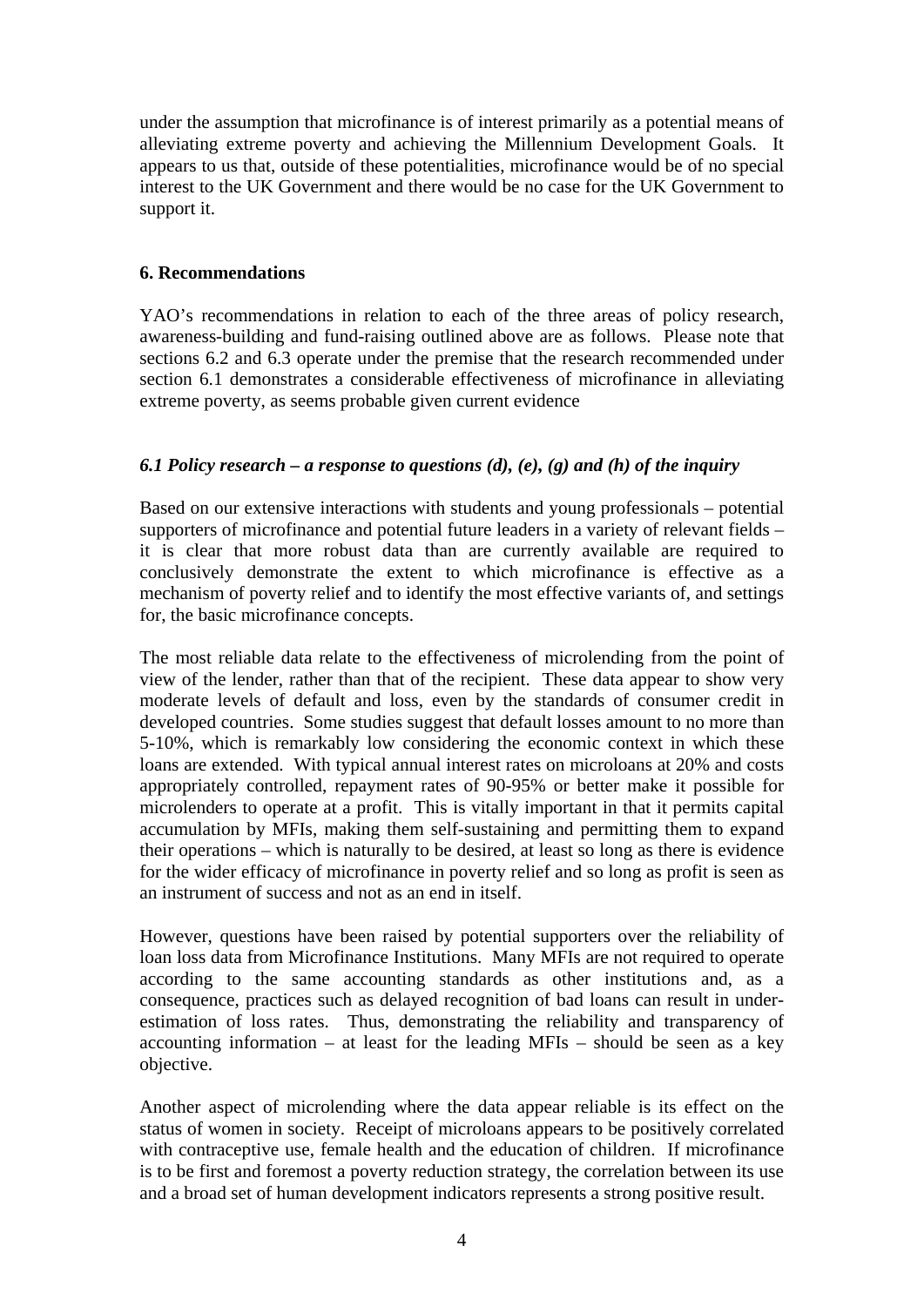under the assumption that microfinance is of interest primarily as a potential means of alleviating extreme poverty and achieving the Millennium Development Goals. It appears to us that, outside of these potentialities, microfinance would be of no special interest to the UK Government and there would be no case for the UK Government to support it.

## 6. Recommendations

YAO's recommendations in relation to each of the three areas of policy research, awareness-building and fund-raising outlined above are as follows. Please note that sections 6.2 and 6.3 operate under the premise that the research recommended under section 6.1 demonstrates a considerable effectiveness of microfinance in alleviating extreme poverty, as seems probable given current evidence

### *6.1 Policy research – a response to questions (d), (e), (g) and (h) of the inquiry*

Based on our extensive interactions with students and young professionals – potential supporters of microfinance and potential future leaders in a variety of relevant fields – it is clear that more robust data than are currently available are required to conclusively demonstrate the extent to which microfinance is effective as a mechanism of poverty relief and to identify the most effective variants of, and settings for, the basic microfinance concepts.

The most reliable data relate to the effectiveness of microlending from the point of view of the lender, rather than that of the recipient. These data appear to show very moderate levels of default and loss, even by the standards of consumer credit in developed countries. Some studies suggest that default losses amount to no more than 5-10%, which is remarkably low considering the economic context in which these loans are extended. With typical annual interest rates on microloans at 20% and costs appropriately controlled, repayment rates of 90-95% or better make it possible for microlenders to operate at a profit. This is vitally important in that it permits capital accumulation by MFIs, making them self-sustaining and permitting them to expand their operations – which is naturally to be desired, at least so long as there is evidence for the wider efficacy of microfinance in poverty relief and so long as profit is seen as an instrument of success and not as an end in itself.

However, questions have been raised by potential supporters over the reliability of loan loss data from Microfinance Institutions. Many MFIs are not required to operate according to the same accounting standards as other institutions and, as a consequence, practices such as delayed recognition of bad loans can result in under-estimation of loss rates. Thus, demonstrating the reliability and transparency of accounting information – at least for the leading MFIs – should be seen as a key objective.

Another aspect of microlending where the data appear reliable is its effect on the status of women in society. Receipt of microloans appears to be positively correlated with contraceptive use, female health and the education of children. If microfinance is to be first and foremost a poverty reduction strategy, the correlation between its use and a broad set of human development indicators represents a strong positive result.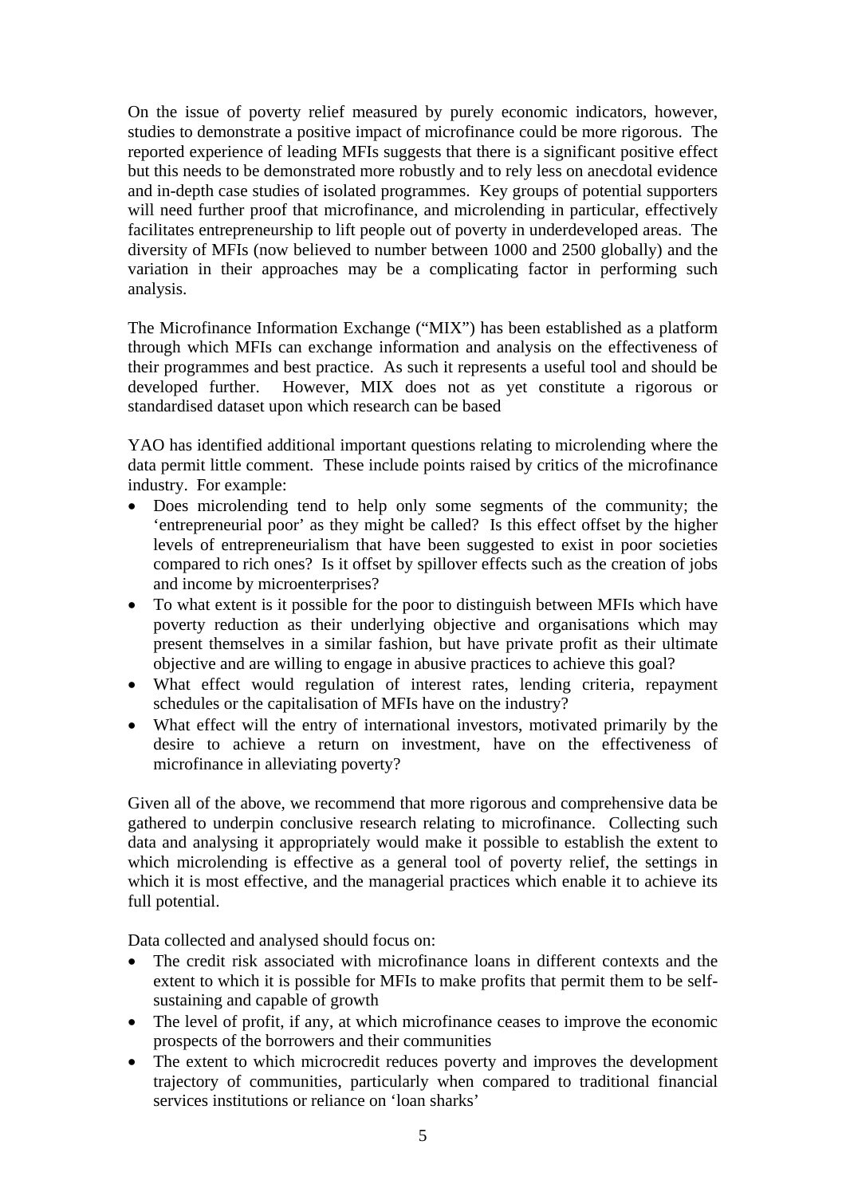On the issue of poverty relief measured by purely economic indicators, however, studies to demonstrate a positive impact of microfinance could be more rigorous. The reported experience of leading MFIs suggests that there is a significant positive effect but this needs to be demonstrated more robustly and to rely less on anecdotal evidence and in-depth case studies of isolated programmes. Key groups of potential supporters will need further proof that microfinance, and microlending in particular, effectively facilitates entrepreneurship to lift people out of poverty in underdeveloped areas. The diversity of MFIs (now believed to number between 1000 and 2500 globally) and the variation in their approaches may be a complicating factor in performing such analysis.

The Microfinance Information Exchange ("MIX") has been established as a platform through which MFIs can exchange information and analysis on the effectiveness of their programmes and best practice. As such it represents a useful tool and should be developed further. However, MIX does not as yet constitute a rigorous or standardised dataset upon which research can be based

YAO has identified additional important questions relating to microlending where the data permit little comment. These include points raised by critics of the microfinance industry. For example:

- Does microlending tend to help only some segments of the community; the 'entrepreneurial poor' as they might be called? Is this effect offset by the higher levels of entrepreneurialism that have been suggested to exist in poor societies compared to rich ones? Is it offset by spillover effects such as the creation of jobs and income by microenterprises?
- To what extent is it possible for the poor to distinguish between MFIs which have poverty reduction as their underlying objective and organisations which may present themselves in a similar fashion, but have private profit as their ultimate objective and are willing to engage in abusive practices to achieve this goal?
- What effect would regulation of interest rates, lending criteria, repayment schedules or the capitalisation of MFIs have on the industry?
- What effect will the entry of international investors, motivated primarily by the desire to achieve a return on investment, have on the effectiveness of microfinance in alleviating poverty?

Given all of the above, we recommend that more rigorous and comprehensive data be gathered to underpin conclusive research relating to microfinance. Collecting such data and analysing it appropriately would make it possible to establish the extent to which microlending is effective as a general tool of poverty relief, the settings in which it is most effective, and the managerial practices which enable it to achieve its full potential.

Data collected and analysed should focus on:

- The credit risk associated with microfinance loans in different contexts and the extent to which it is possible for MFIs to make profits that permit them to be self-sustaining and capable of growth
- The level of profit, if any, at which microfinance ceases to improve the economic prospects of the borrowers and their communities
- The extent to which microcredit reduces poverty and improves the development trajectory of communities, particularly when compared to traditional financial services institutions or reliance on 'loan sharks'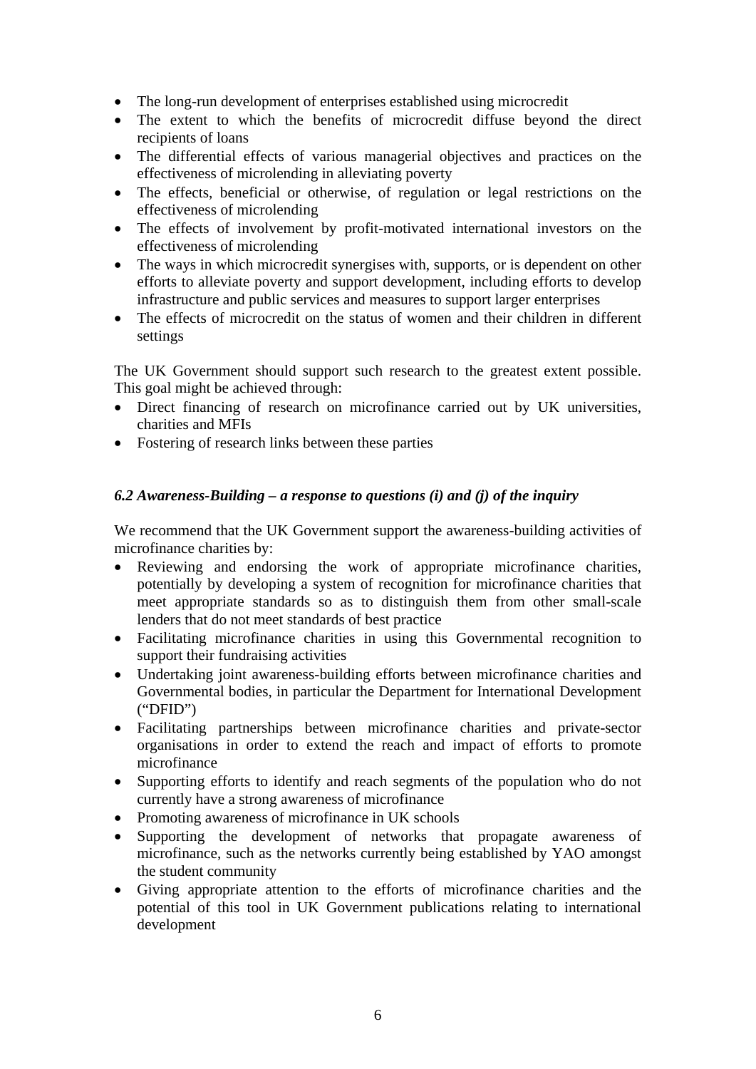- The long-run development of enterprises established using microcredit
- The extent to which the benefits of microcredit diffuse beyond the direct recipients of loans
- The differential effects of various managerial objectives and practices on the effectiveness of microlending in alleviating poverty
- The effects, beneficial or otherwise, of regulation or legal restrictions on the effectiveness of microlending
- The effects of involvement by profit-motivated international investors on the effectiveness of microlending
- The ways in which microcredit synergises with, supports, or is dependent on other efforts to alleviate poverty and support development, including efforts to develop infrastructure and public services and measures to support larger enterprises
- The effects of microcredit on the status of women and their children in different settings

The UK Government should support such research to the greatest extent possible. This goal might be achieved through:

- Direct financing of research on microfinance carried out by UK universities, charities and MFIs
- Fostering of research links between these parties

### *6.2 Awareness-Building – a response to questions (i) and (j) of the inquiry*

We recommend that the UK Government support the awareness-building activities of microfinance charities by:

- Reviewing and endorsing the work of appropriate microfinance charities, potentially by developing a system of recognition for microfinance charities that meet appropriate standards so as to distinguish them from other small-scale lenders that do not meet standards of best practice
- Facilitating microfinance charities in using this Governmental recognition to support their fundraising activities
- Undertaking joint awareness-building efforts between microfinance charities and Governmental bodies, in particular the Department for International Development ("DFID")
- Facilitating partnerships between microfinance charities and private-sector organisations in order to extend the reach and impact of efforts to promote microfinance
- Supporting efforts to identify and reach segments of the population who do not currently have a strong awareness of microfinance
- Promoting awareness of microfinance in UK schools
- Supporting the development of networks that propagate awareness of microfinance, such as the networks currently being established by YAO amongst the student community
- Giving appropriate attention to the efforts of microfinance charities and the potential of this tool in UK Government publications relating to international development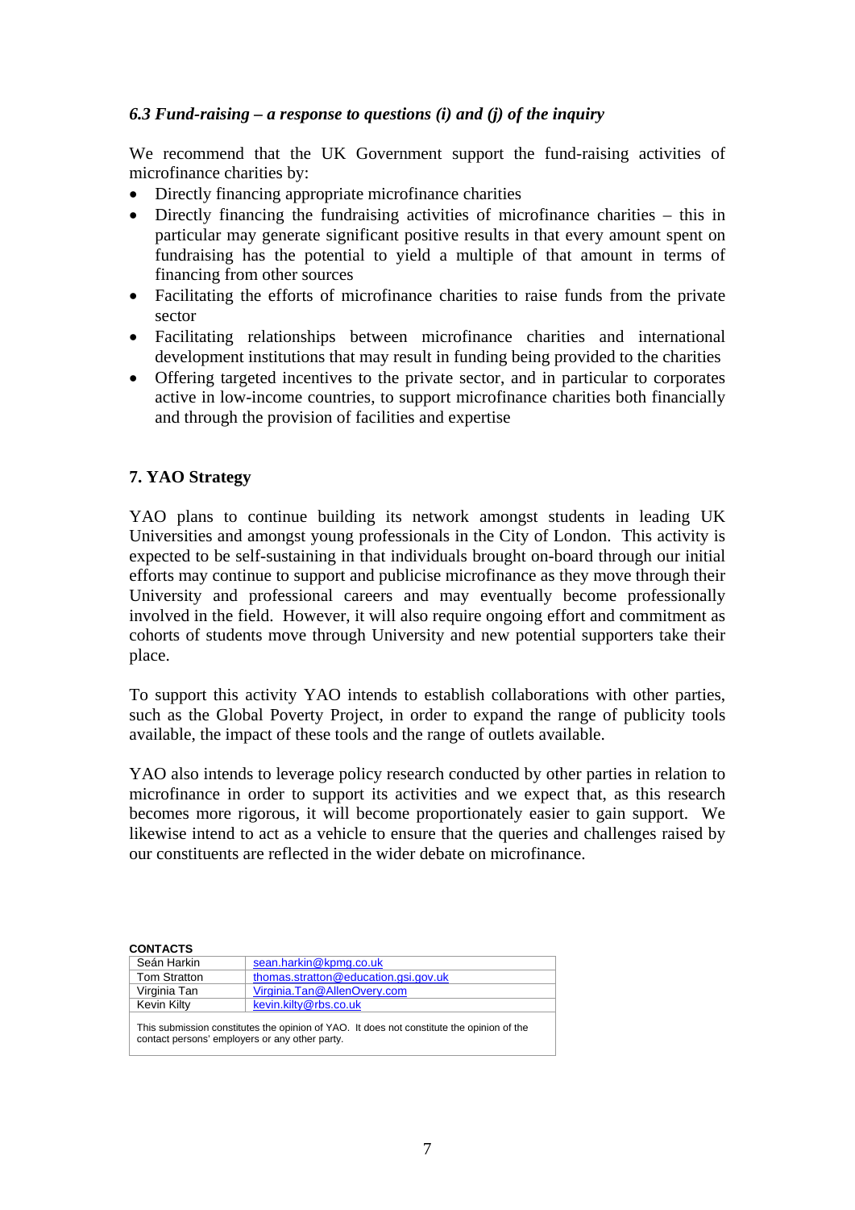### *6.3 Fund-raising – a response to questions (i) and (j) of the inquiry*

We recommend that the UK Government support the fund-raising activities of microfinance charities by:

- Directly financing appropriate microfinance charities
- Directly financing the fundraising activities of microfinance charities – this in particular may generate significant positive results in that every amount spent on fundraising has the potential to yield a multiple of that amount in terms of financing from other sources
- Facilitating the efforts of microfinance charities to raise funds from the private sector
- Facilitating relationships between microfinance charities and international development institutions that may result in funding being provided to the charities
- Offering targeted incentives to the private sector, and in particular to corporates active in low-income countries, to support microfinance charities both financially and through the provision of facilities and expertise

## 7. YAO Strategy

YAO plans to continue building its network amongst students in leading UK Universities and amongst young professionals in the City of London. This activity is expected to be self-sustaining in that individuals brought on-board through our initial efforts may continue to support and publicise microfinance as they move through their University and professional careers and may eventually become professionally involved in the field. However, it will also require ongoing effort and commitment as cohorts of students move through University and new potential supporters take their place.

To support this activity YAO intends to establish collaborations with other parties, such as the Global Poverty Project, in order to expand the range of publicity tools available, the impact of these tools and the range of outlets available.

YAO also intends to leverage policy research conducted by other parties in relation to microfinance in order to support its activities and we expect that, as this research becomes more rigorous, it will become proportionately easier to gain support. We likewise intend to act as a vehicle to ensure that the queries and challenges raised by our constituents are reflected in the wider debate on microfinance.

**CONTACTS**

| | |
|---|---|
| Seán Harkin | sean.harkin@kpmg.co.uk |
| Tom Stratton | thomas.stratton@education.gsi.gov.uk |
| Virginia Tan | Virginia.Tan@AllenOvery.com |
| Kevin Kilty | kevin.kilty@rbs.co.uk |

This submission constitutes the opinion of YAO. It does not constitute the opinion of the contact persons' employers or any other party.